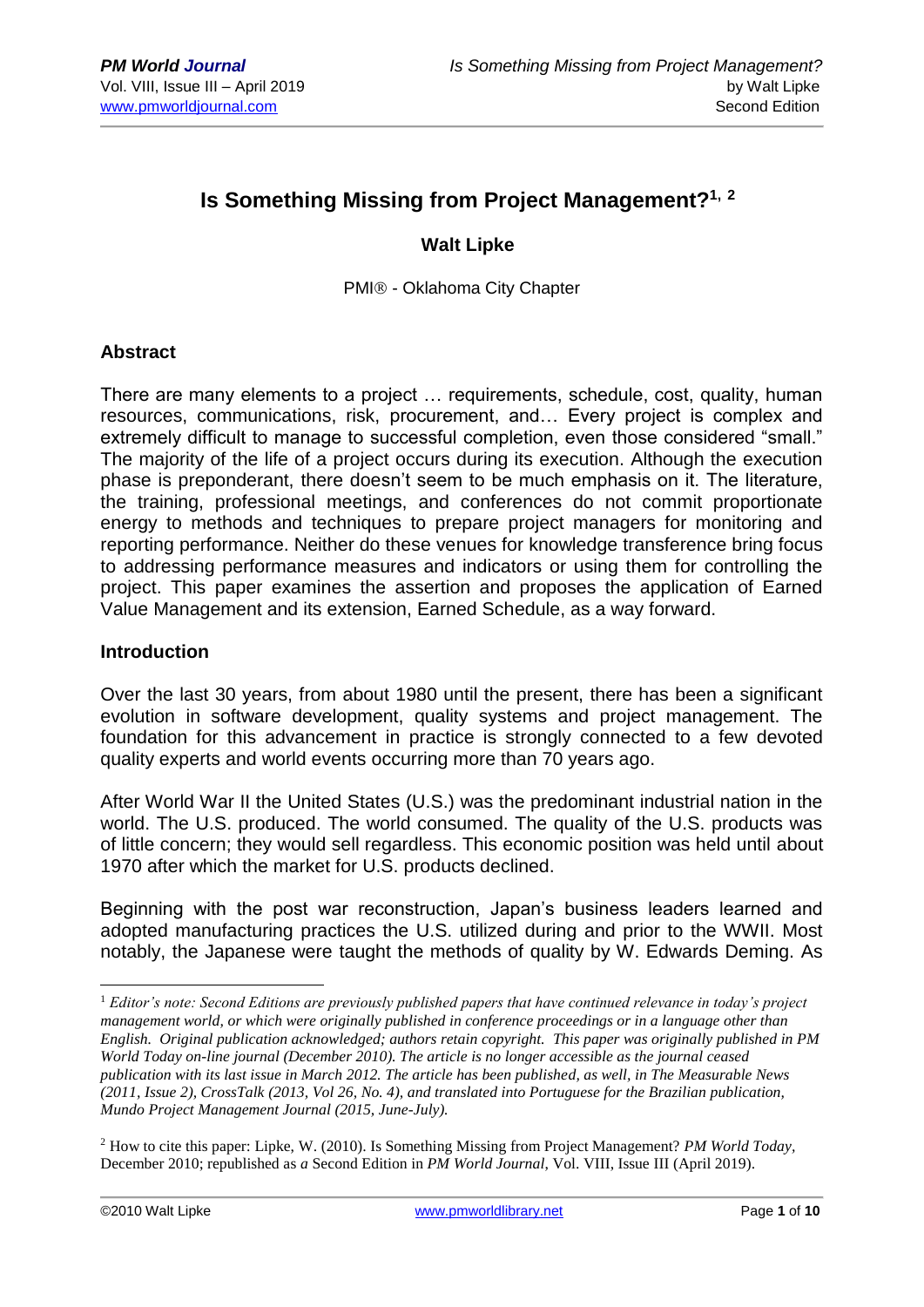# Is Something Missing from Project Management?[1, 2]

**Walt Lipke**

PMI® - Oklahoma City Chapter

## Abstract

There are many elements to a project … requirements, schedule, cost, quality, human resources, communications, risk, procurement, and… Every project is complex and extremely difficult to manage to successful completion, even those considered "small." The majority of the life of a project occurs during its execution. Although the execution phase is preponderant, there doesn't seem to be much emphasis on it. The literature, the training, professional meetings, and conferences do not commit proportionate energy to methods and techniques to prepare project managers for monitoring and reporting performance. Neither do these venues for knowledge transference bring focus to addressing performance measures and indicators or using them for controlling the project. This paper examines the assertion and proposes the application of Earned Value Management and its extension, Earned Schedule, as a way forward.

## Introduction

Over the last 30 years, from about 1980 until the present, there has been a significant evolution in software development, quality systems and project management. The foundation for this advancement in practice is strongly connected to a few devoted quality experts and world events occurring more than 70 years ago.

After World War II the United States (U.S.) was the predominant industrial nation in the world. The U.S. produced. The world consumed. The quality of the U.S. products was of little concern; they would sell regardless. This economic position was held until about 1970 after which the market for U.S. products declined.

Beginning with the post war reconstruction, Japan's business leaders learned and adopted manufacturing practices the U.S. utilized during and prior to the WWII. Most notably, the Japanese were taught the methods of quality by W. Edwards Deming. As

---

[1] *Editor's note: Second Editions are previously published papers that have continued relevance in today's project management world, or which were originally published in conference proceedings or in a language other than English. Original publication acknowledged; authors retain copyright. This paper was originally published in PM World Today on-line journal (December 2010). The article is no longer accessible as the journal ceased publication with its last issue in March 2012. The article has been published, as well, in The Measurable News (2011, Issue 2), CrossTalk (2013, Vol 26, No. 4), and translated into Portuguese for the Brazilian publication, Mundo Project Management Journal (2015, June-July).*

[2] How to cite this paper: Lipke, W. (2010). Is Something Missing from Project Management? *PM World Today*, December 2010; republished as *a* Second Edition in *PM World Journal*, Vol. VIII, Issue III (April 2019).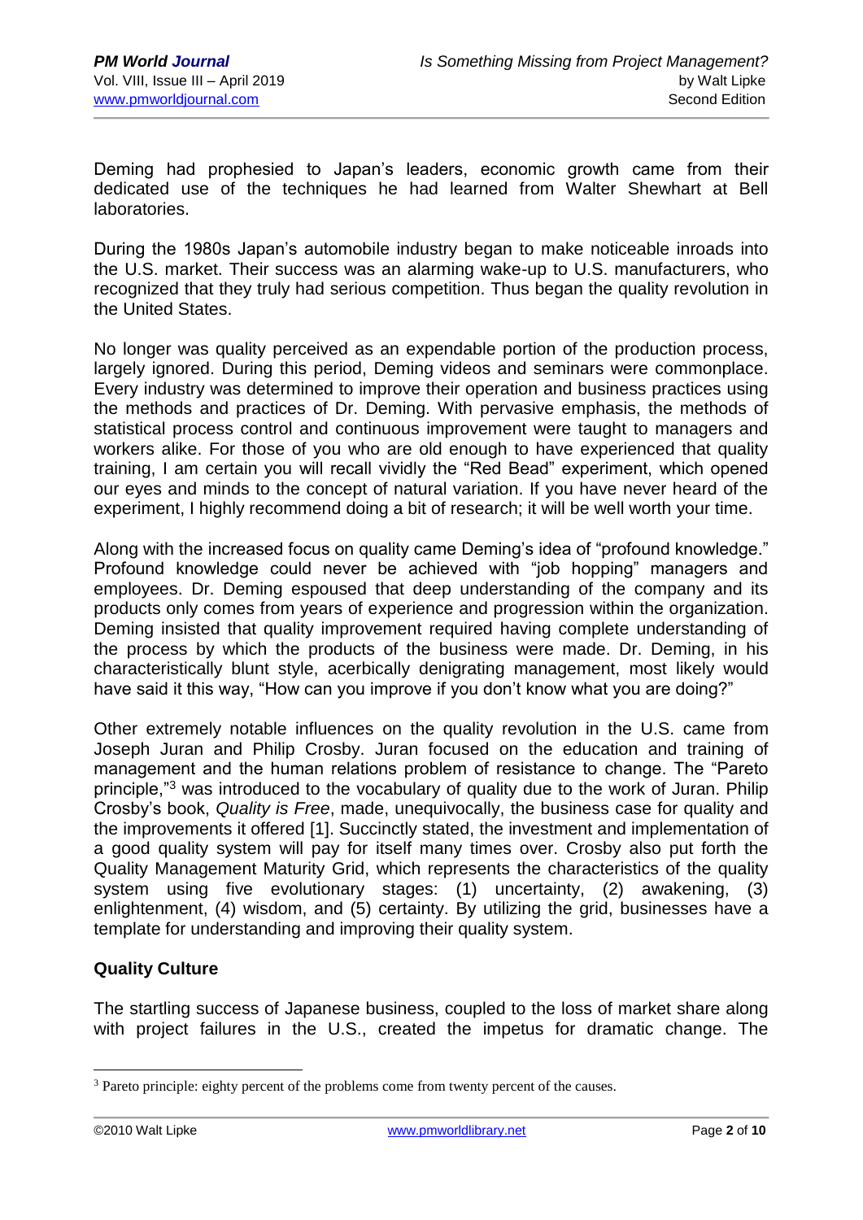Deming had prophesied to Japan's leaders, economic growth came from their dedicated use of the techniques he had learned from Walter Shewhart at Bell laboratories.

During the 1980s Japan's automobile industry began to make noticeable inroads into the U.S. market. Their success was an alarming wake-up to U.S. manufacturers, who recognized that they truly had serious competition. Thus began the quality revolution in the United States.

No longer was quality perceived as an expendable portion of the production process, largely ignored. During this period, Deming videos and seminars were commonplace. Every industry was determined to improve their operation and business practices using the methods and practices of Dr. Deming. With pervasive emphasis, the methods of statistical process control and continuous improvement were taught to managers and workers alike. For those of you who are old enough to have experienced that quality training, I am certain you will recall vividly the "Red Bead" experiment, which opened our eyes and minds to the concept of natural variation. If you have never heard of the experiment, I highly recommend doing a bit of research; it will be well worth your time.

Along with the increased focus on quality came Deming's idea of "profound knowledge." Profound knowledge could never be achieved with "job hopping" managers and employees. Dr. Deming espoused that deep understanding of the company and its products only comes from years of experience and progression within the organization. Deming insisted that quality improvement required having complete understanding of the process by which the products of the business were made. Dr. Deming, in his characteristically blunt style, acerbically denigrating management, most likely would have said it this way, "How can you improve if you don't know what you are doing?"

Other extremely notable influences on the quality revolution in the U.S. came from Joseph Juran and Philip Crosby. Juran focused on the education and training of management and the human relations problem of resistance to change. The "Pareto principle,"[3] was introduced to the vocabulary of quality due to the work of Juran. Philip Crosby's book, *Quality is Free*, made, unequivocally, the business case for quality and the improvements it offered [1]. Succinctly stated, the investment and implementation of a good quality system will pay for itself many times over. Crosby also put forth the Quality Management Maturity Grid, which represents the characteristics of the quality system using five evolutionary stages: (1) uncertainty, (2) awakening, (3) enlightenment, (4) wisdom, and (5) certainty. By utilizing the grid, businesses have a template for understanding and improving their quality system.

### Quality Culture

The startling success of Japanese business, coupled to the loss of market share along with project failures in the U.S., created the impetus for dramatic change. The

[3] Pareto principle: eighty percent of the problems come from twenty percent of the causes.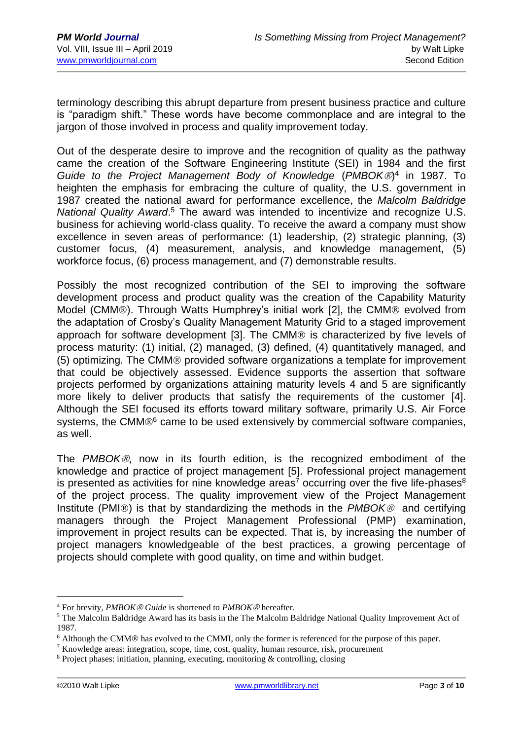terminology describing this abrupt departure from present business practice and culture is "paradigm shift." These words have become commonplace and are integral to the jargon of those involved in process and quality improvement today.

Out of the desperate desire to improve and the recognition of quality as the pathway came the creation of the Software Engineering Institute (SEI) in 1984 and the first *Guide to the Project Management Body of Knowledge* (*PMBOK®*)[4] in 1987. To heighten the emphasis for embracing the culture of quality, the U.S. government in 1987 created the national award for performance excellence, the *Malcolm Baldridge National Quality Award*.[5] The award was intended to incentivize and recognize U.S. business for achieving world-class quality. To receive the award a company must show excellence in seven areas of performance: (1) leadership, (2) strategic planning, (3) customer focus, (4) measurement, analysis, and knowledge management, (5) workforce focus, (6) process management, and (7) demonstrable results.

Possibly the most recognized contribution of the SEI to improving the software development process and product quality was the creation of the Capability Maturity Model (CMM®). Through Watts Humphrey's initial work [2], the CMM® evolved from the adaptation of Crosby's Quality Management Maturity Grid to a staged improvement approach for software development [3]. The CMM® is characterized by five levels of process maturity: (1) initial, (2) managed, (3) defined, (4) quantitatively managed, and (5) optimizing. The CMM® provided software organizations a template for improvement that could be objectively assessed. Evidence supports the assertion that software projects performed by organizations attaining maturity levels 4 and 5 are significantly more likely to deliver products that satisfy the requirements of the customer [4]. Although the SEI focused its efforts toward military software, primarily U.S. Air Force systems, the CMM®[6] came to be used extensively by commercial software companies, as well.

The *PMBOK®*, now in its fourth edition, is the recognized embodiment of the knowledge and practice of project management [5]. Professional project management is presented as activities for nine knowledge areas[7] occurring over the five life-phases[8] of the project process. The quality improvement view of the Project Management Institute (PMI®) is that by standardizing the methods in the *PMBOK®* and certifying managers through the Project Management Professional (PMP) examination, improvement in project results can be expected. That is, by increasing the number of project managers knowledgeable of the best practices, a growing percentage of projects should complete with good quality, on time and within budget.

---

[4] For brevity, *PMBOK® Guide* is shortened to *PMBOK®* hereafter.

[5] The Malcolm Baldridge Award has its basis in the The Malcolm Baldridge National Quality Improvement Act of 1987.

[6] Although the CMM® has evolved to the CMMI, only the former is referenced for the purpose of this paper.

[7] Knowledge areas: integration, scope, time, cost, quality, human resource, risk, procurement

[8] Project phases: initiation, planning, executing, monitoring & controlling, closing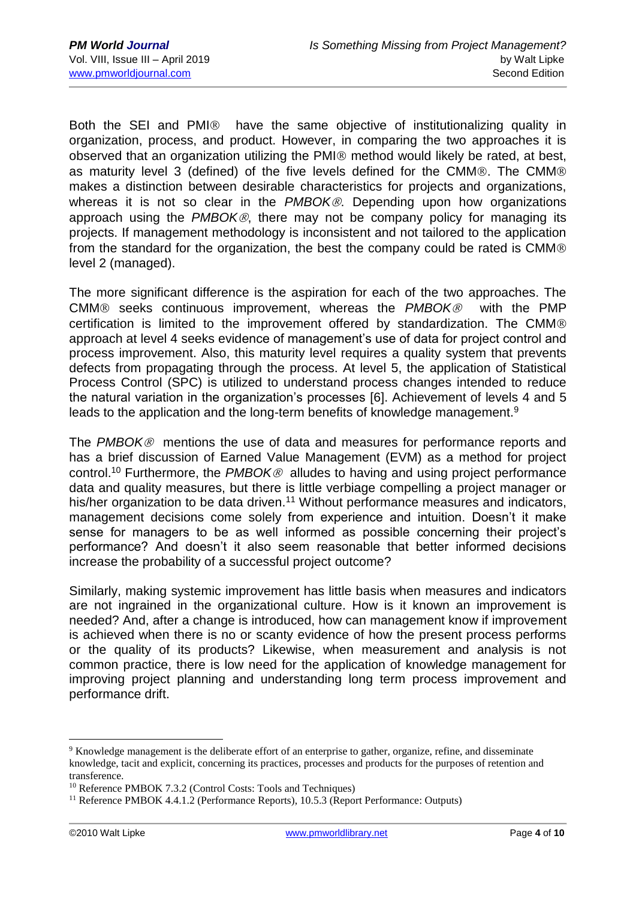Both the SEI and PMI® have the same objective of institutionalizing quality in organization, process, and product. However, in comparing the two approaches it is observed that an organization utilizing the PMI® method would likely be rated, at best, as maturity level 3 (defined) of the five levels defined for the CMM®. The CMM® makes a distinction between desirable characteristics for projects and organizations, whereas it is not so clear in the *PMBOK®*. Depending upon how organizations approach using the *PMBOK®*, there may not be company policy for managing its projects. If management methodology is inconsistent and not tailored to the application from the standard for the organization, the best the company could be rated is CMM® level 2 (managed).

The more significant difference is the aspiration for each of the two approaches. The CMM® seeks continuous improvement, whereas the *PMBOK®* with the PMP certification is limited to the improvement offered by standardization. The CMM® approach at level 4 seeks evidence of management's use of data for project control and process improvement. Also, this maturity level requires a quality system that prevents defects from propagating through the process. At level 5, the application of Statistical Process Control (SPC) is utilized to understand process changes intended to reduce the natural variation in the organization's processes [6]. Achievement of levels 4 and 5 leads to the application and the long-term benefits of knowledge management.[9]

The *PMBOK®* mentions the use of data and measures for performance reports and has a brief discussion of Earned Value Management (EVM) as a method for project control.[10] Furthermore, the *PMBOK®* alludes to having and using project performance data and quality measures, but there is little verbiage compelling a project manager or his/her organization to be data driven.[11] Without performance measures and indicators, management decisions come solely from experience and intuition. Doesn't it make sense for managers to be as well informed as possible concerning their project's performance? And doesn't it also seem reasonable that better informed decisions increase the probability of a successful project outcome?

Similarly, making systemic improvement has little basis when measures and indicators are not ingrained in the organizational culture. How is it known an improvement is needed? And, after a change is introduced, how can management know if improvement is achieved when there is no or scanty evidence of how the present process performs or the quality of its products? Likewise, when measurement and analysis is not common practice, there is low need for the application of knowledge management for improving project planning and understanding long term process improvement and performance drift.

---

[9] Knowledge management is the deliberate effort of an enterprise to gather, organize, refine, and disseminate knowledge, tacit and explicit, concerning its practices, processes and products for the purposes of retention and transference.

[10] Reference PMBOK 7.3.2 (Control Costs: Tools and Techniques)

[11] Reference PMBOK 4.4.1.2 (Performance Reports), 10.5.3 (Report Performance: Outputs)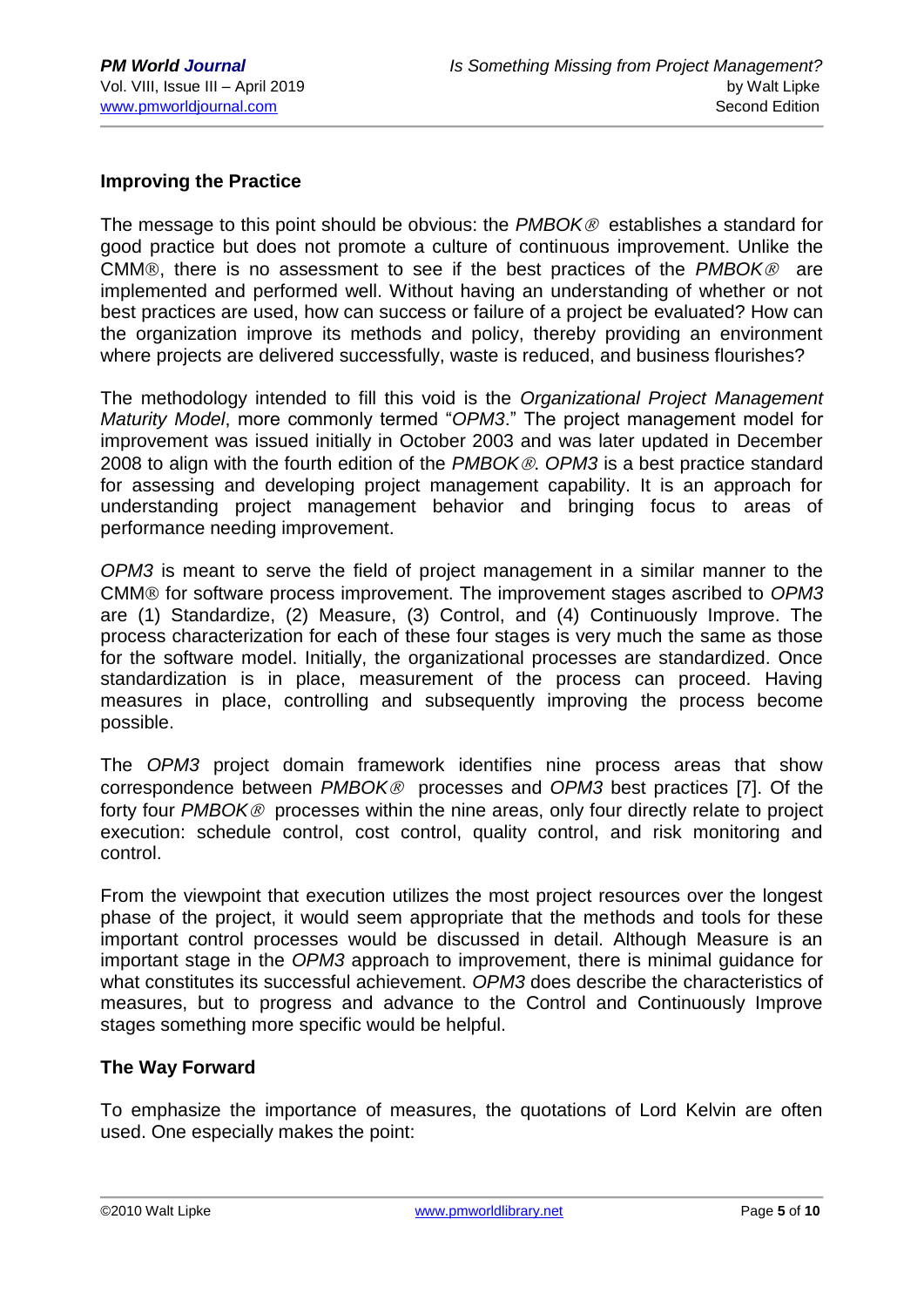## Improving the Practice

The message to this point should be obvious: the *PMBOK®* establishes a standard for good practice but does not promote a culture of continuous improvement. Unlike the CMM®, there is no assessment to see if the best practices of the *PMBOK®* are implemented and performed well. Without having an understanding of whether or not best practices are used, how can success or failure of a project be evaluated? How can the organization improve its methods and policy, thereby providing an environment where projects are delivered successfully, waste is reduced, and business flourishes?

The methodology intended to fill this void is the *Organizational Project Management Maturity Model*, more commonly termed "*OPM3*." The project management model for improvement was issued initially in October 2003 and was later updated in December 2008 to align with the fourth edition of the *PMBOK®*. *OPM3* is a best practice standard for assessing and developing project management capability. It is an approach for understanding project management behavior and bringing focus to areas of performance needing improvement.

*OPM3* is meant to serve the field of project management in a similar manner to the CMM® for software process improvement. The improvement stages ascribed to *OPM3* are (1) Standardize, (2) Measure, (3) Control, and (4) Continuously Improve. The process characterization for each of these four stages is very much the same as those for the software model. Initially, the organizational processes are standardized. Once standardization is in place, measurement of the process can proceed. Having measures in place, controlling and subsequently improving the process become possible.

The *OPM3* project domain framework identifies nine process areas that show correspondence between *PMBOK®* processes and *OPM3* best practices [7]. Of the forty four *PMBOK®* processes within the nine areas, only four directly relate to project execution: schedule control, cost control, quality control, and risk monitoring and control.

From the viewpoint that execution utilizes the most project resources over the longest phase of the project, it would seem appropriate that the methods and tools for these important control processes would be discussed in detail. Although Measure is an important stage in the *OPM3* approach to improvement, there is minimal guidance for what constitutes its successful achievement. *OPM3* does describe the characteristics of measures, but to progress and advance to the Control and Continuously Improve stages something more specific would be helpful.

## The Way Forward

To emphasize the importance of measures, the quotations of Lord Kelvin are often used. One especially makes the point: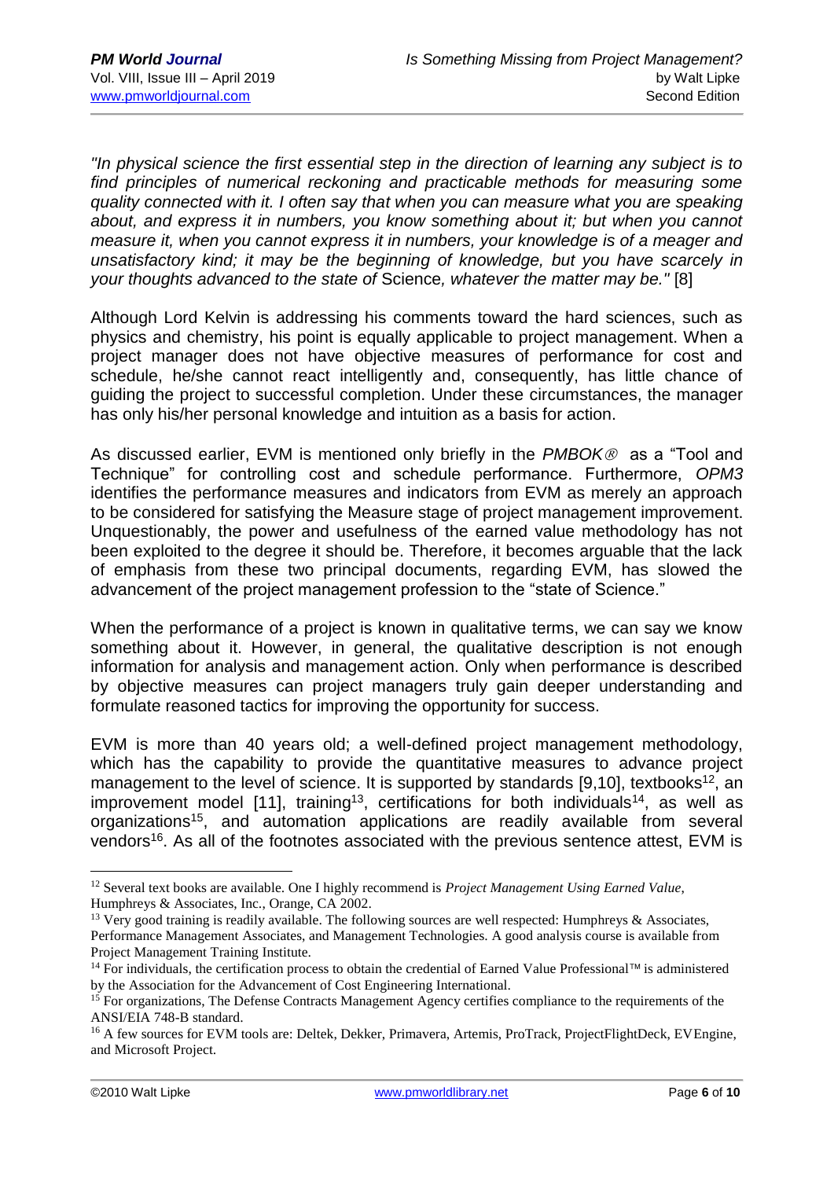*"In physical science the first essential step in the direction of learning any subject is to find principles of numerical reckoning and practicable methods for measuring some quality connected with it. I often say that when you can measure what you are speaking about, and express it in numbers, you know something about it; but when you cannot measure it, when you cannot express it in numbers, your knowledge is of a meager and unsatisfactory kind; it may be the beginning of knowledge, but you have scarcely in your thoughts advanced to the state of* Science*, whatever the matter may be."* [8]

Although Lord Kelvin is addressing his comments toward the hard sciences, such as physics and chemistry, his point is equally applicable to project management. When a project manager does not have objective measures of performance for cost and schedule, he/she cannot react intelligently and, consequently, has little chance of guiding the project to successful completion. Under these circumstances, the manager has only his/her personal knowledge and intuition as a basis for action.

As discussed earlier, EVM is mentioned only briefly in the *PMBOK®* as a "Tool and Technique" for controlling cost and schedule performance. Furthermore, *OPM3* identifies the performance measures and indicators from EVM as merely an approach to be considered for satisfying the Measure stage of project management improvement. Unquestionably, the power and usefulness of the earned value methodology has not been exploited to the degree it should be. Therefore, it becomes arguable that the lack of emphasis from these two principal documents, regarding EVM, has slowed the advancement of the project management profession to the "state of Science."

When the performance of a project is known in qualitative terms, we can say we know something about it. However, in general, the qualitative description is not enough information for analysis and management action. Only when performance is described by objective measures can project managers truly gain deeper understanding and formulate reasoned tactics for improving the opportunity for success.

EVM is more than 40 years old; a well-defined project management methodology, which has the capability to provide the quantitative measures to advance project management to the level of science. It is supported by standards [9,10], textbooks[12], an improvement model [11], training[13], certifications for both individuals[14], as well as organizations[15], and automation applications are readily available from several vendors[16]. As all of the footnotes associated with the previous sentence attest, EVM is

---

[12] Several text books are available. One I highly recommend is *Project Management Using Earned Value*, Humphreys & Associates, Inc., Orange, CA 2002.

[13] Very good training is readily available. The following sources are well respected: Humphreys & Associates, Performance Management Associates, and Management Technologies. A good analysis course is available from Project Management Training Institute.

[14] For individuals, the certification process to obtain the credential of Earned Value Professional™ is administered by the Association for the Advancement of Cost Engineering International.

[15] For organizations, The Defense Contracts Management Agency certifies compliance to the requirements of the ANSI/EIA 748-B standard.

[16] A few sources for EVM tools are: Deltek, Dekker, Primavera, Artemis, ProTrack, ProjectFlightDeck, EVEngine, and Microsoft Project.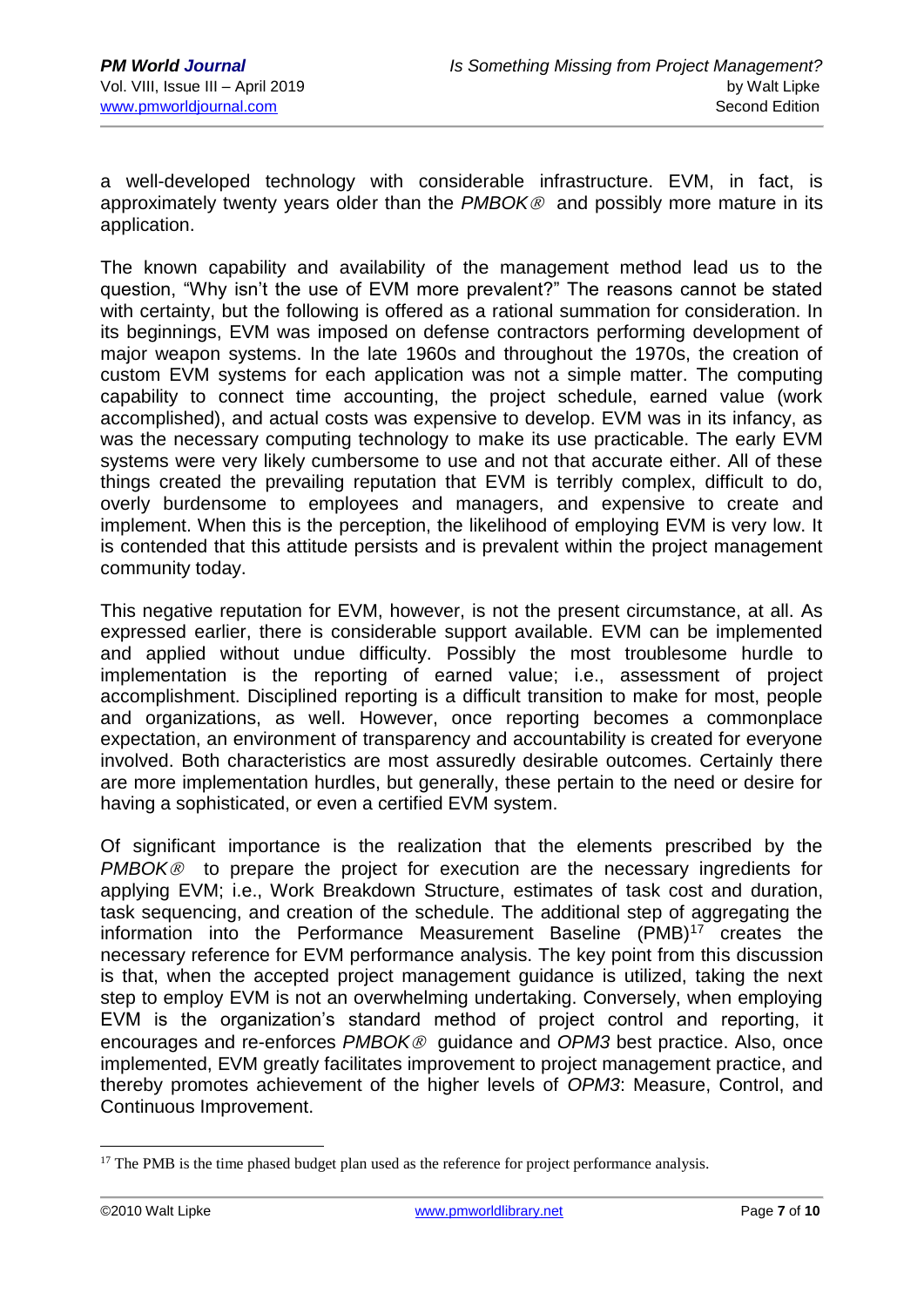a well-developed technology with considerable infrastructure. EVM, in fact, is approximately twenty years older than the *PMBOK®* and possibly more mature in its application.

The known capability and availability of the management method lead us to the question, "Why isn't the use of EVM more prevalent?" The reasons cannot be stated with certainty, but the following is offered as a rational summation for consideration. In its beginnings, EVM was imposed on defense contractors performing development of major weapon systems. In the late 1960s and throughout the 1970s, the creation of custom EVM systems for each application was not a simple matter. The computing capability to connect time accounting, the project schedule, earned value (work accomplished), and actual costs was expensive to develop. EVM was in its infancy, as was the necessary computing technology to make its use practicable. The early EVM systems were very likely cumbersome to use and not that accurate either. All of these things created the prevailing reputation that EVM is terribly complex, difficult to do, overly burdensome to employees and managers, and expensive to create and implement. When this is the perception, the likelihood of employing EVM is very low. It is contended that this attitude persists and is prevalent within the project management community today.

This negative reputation for EVM, however, is not the present circumstance, at all. As expressed earlier, there is considerable support available. EVM can be implemented and applied without undue difficulty. Possibly the most troublesome hurdle to implementation is the reporting of earned value; i.e., assessment of project accomplishment. Disciplined reporting is a difficult transition to make for most, people and organizations, as well. However, once reporting becomes a commonplace expectation, an environment of transparency and accountability is created for everyone involved. Both characteristics are most assuredly desirable outcomes. Certainly there are more implementation hurdles, but generally, these pertain to the need or desire for having a sophisticated, or even a certified EVM system.

Of significant importance is the realization that the elements prescribed by the *PMBOK®* to prepare the project for execution are the necessary ingredients for applying EVM; i.e., Work Breakdown Structure, estimates of task cost and duration, task sequencing, and creation of the schedule. The additional step of aggregating the information into the Performance Measurement Baseline (PMB)[17] creates the necessary reference for EVM performance analysis. The key point from this discussion is that, when the accepted project management guidance is utilized, taking the next step to employ EVM is not an overwhelming undertaking. Conversely, when employing EVM is the organization's standard method of project control and reporting, it encourages and re-enforces *PMBOK®* guidance and *OPM3* best practice. Also, once implemented, EVM greatly facilitates improvement to project management practice, and thereby promotes achievement of the higher levels of *OPM3*: Measure, Control, and Continuous Improvement.

---

[17] The PMB is the time phased budget plan used as the reference for project performance analysis.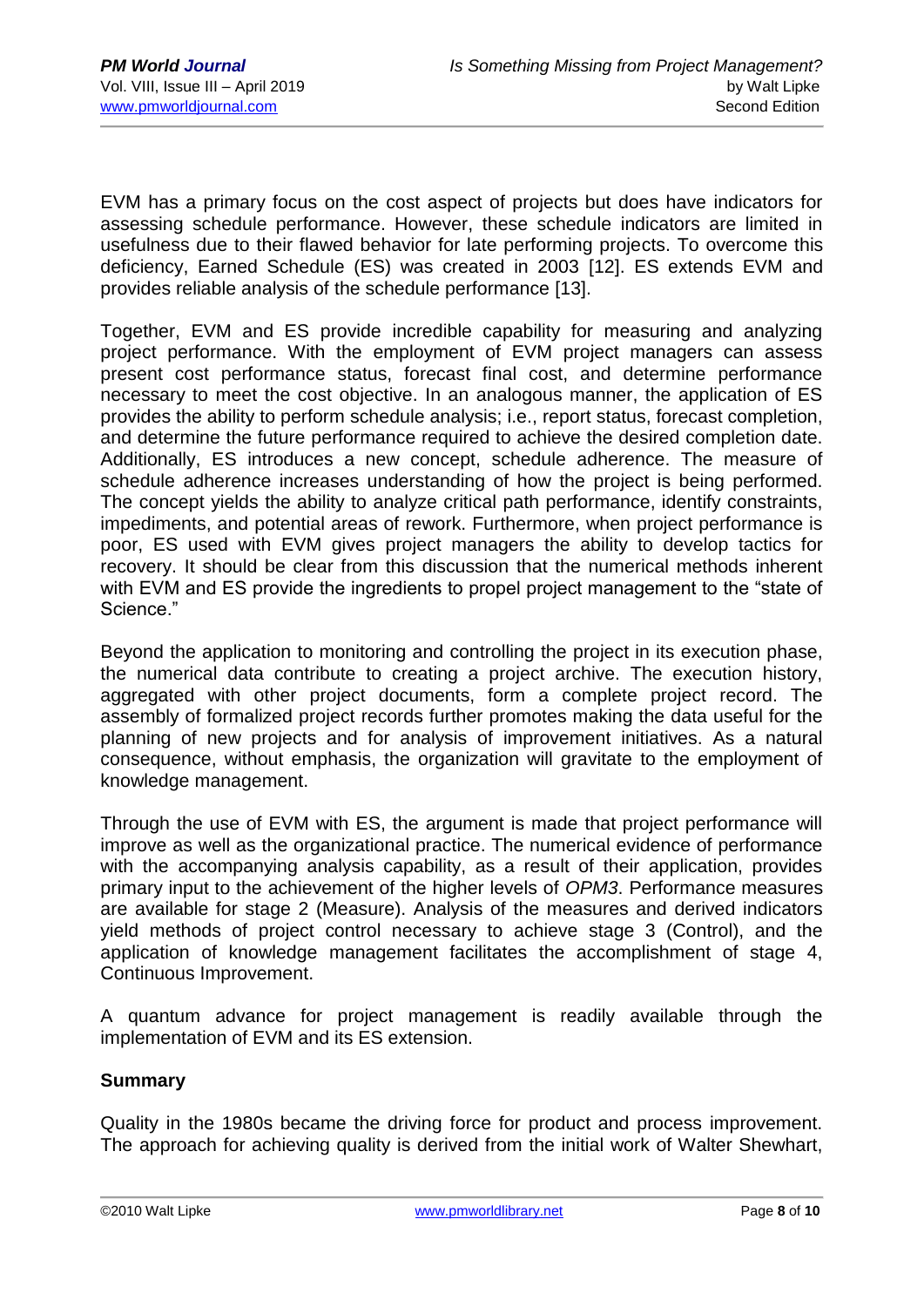EVM has a primary focus on the cost aspect of projects but does have indicators for assessing schedule performance. However, these schedule indicators are limited in usefulness due to their flawed behavior for late performing projects. To overcome this deficiency, Earned Schedule (ES) was created in 2003 [12]. ES extends EVM and provides reliable analysis of the schedule performance [13].

Together, EVM and ES provide incredible capability for measuring and analyzing project performance. With the employment of EVM project managers can assess present cost performance status, forecast final cost, and determine performance necessary to meet the cost objective. In an analogous manner, the application of ES provides the ability to perform schedule analysis; i.e., report status, forecast completion, and determine the future performance required to achieve the desired completion date. Additionally, ES introduces a new concept, schedule adherence. The measure of schedule adherence increases understanding of how the project is being performed. The concept yields the ability to analyze critical path performance, identify constraints, impediments, and potential areas of rework. Furthermore, when project performance is poor, ES used with EVM gives project managers the ability to develop tactics for recovery. It should be clear from this discussion that the numerical methods inherent with EVM and ES provide the ingredients to propel project management to the "state of Science."

Beyond the application to monitoring and controlling the project in its execution phase, the numerical data contribute to creating a project archive. The execution history, aggregated with other project documents, form a complete project record. The assembly of formalized project records further promotes making the data useful for the planning of new projects and for analysis of improvement initiatives. As a natural consequence, without emphasis, the organization will gravitate to the employment of knowledge management.

Through the use of EVM with ES, the argument is made that project performance will improve as well as the organizational practice. The numerical evidence of performance with the accompanying analysis capability, as a result of their application, provides primary input to the achievement of the higher levels of *OPM3*. Performance measures are available for stage 2 (Measure). Analysis of the measures and derived indicators yield methods of project control necessary to achieve stage 3 (Control), and the application of knowledge management facilitates the accomplishment of stage 4, Continuous Improvement.

A quantum advance for project management is readily available through the implementation of EVM and its ES extension.

**Summary**

Quality in the 1980s became the driving force for product and process improvement. The approach for achieving quality is derived from the initial work of Walter Shewhart,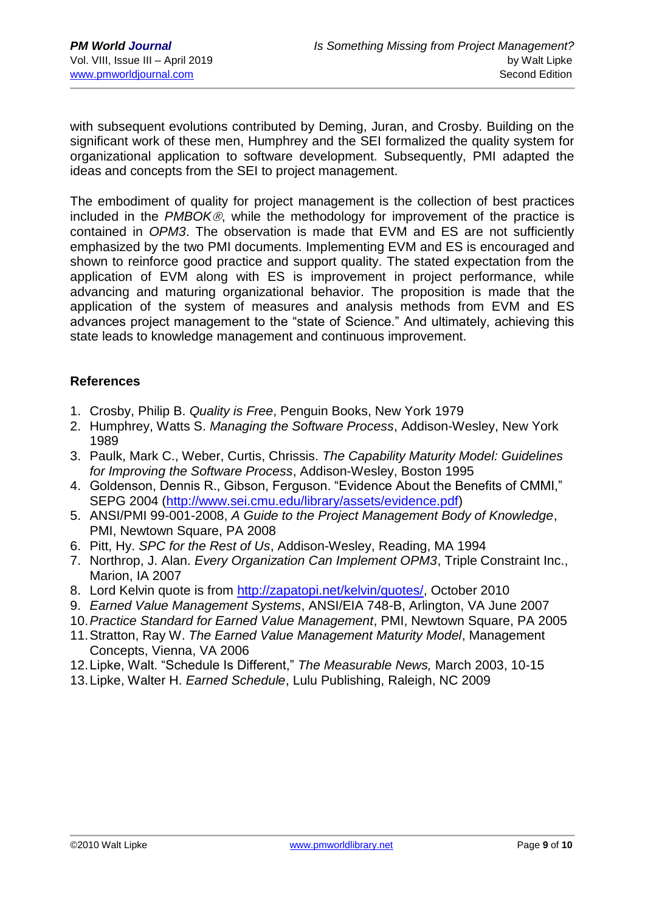with subsequent evolutions contributed by Deming, Juran, and Crosby. Building on the significant work of these men, Humphrey and the SEI formalized the quality system for organizational application to software development. Subsequently, PMI adapted the ideas and concepts from the SEI to project management.

The embodiment of quality for project management is the collection of best practices included in the *PMBOK*®, while the methodology for improvement of the practice is contained in *OPM3*. The observation is made that EVM and ES are not sufficiently emphasized by the two PMI documents. Implementing EVM and ES is encouraged and shown to reinforce good practice and support quality. The stated expectation from the application of EVM along with ES is improvement in project performance, while advancing and maturing organizational behavior. The proposition is made that the application of the system of measures and analysis methods from EVM and ES advances project management to the "state of Science." And ultimately, achieving this state leads to knowledge management and continuous improvement.

## References

1. Crosby, Philip B. *Quality is Free*, Penguin Books, New York 1979
2. Humphrey, Watts S. *Managing the Software Process*, Addison-Wesley, New York 1989
3. Paulk, Mark C., Weber, Curtis, Chrissis. *The Capability Maturity Model: Guidelines for Improving the Software Process*, Addison-Wesley, Boston 1995
4. Goldenson, Dennis R., Gibson, Ferguson. "Evidence About the Benefits of CMMI," SEPG 2004 (http://www.sei.cmu.edu/library/assets/evidence.pdf)
5. ANSI/PMI 99-001-2008, *A Guide to the Project Management Body of Knowledge*, PMI, Newtown Square, PA 2008
6. Pitt, Hy. *SPC for the Rest of Us*, Addison-Wesley, Reading, MA 1994
7. Northrop, J. Alan. *Every Organization Can Implement OPM3*, Triple Constraint Inc., Marion, IA 2007
8. Lord Kelvin quote is from http://zapatopi.net/kelvin/quotes/, October 2010
9. *Earned Value Management Systems*, ANSI/EIA 748-B, Arlington, VA June 2007
10. *Practice Standard for Earned Value Management*, PMI, Newtown Square, PA 2005
11. Stratton, Ray W. *The Earned Value Management Maturity Model*, Management Concepts, Vienna, VA 2006
12. Lipke, Walt. "Schedule Is Different," *The Measurable News,* March 2003, 10-15
13. Lipke, Walter H. *Earned Schedule*, Lulu Publishing, Raleigh, NC 2009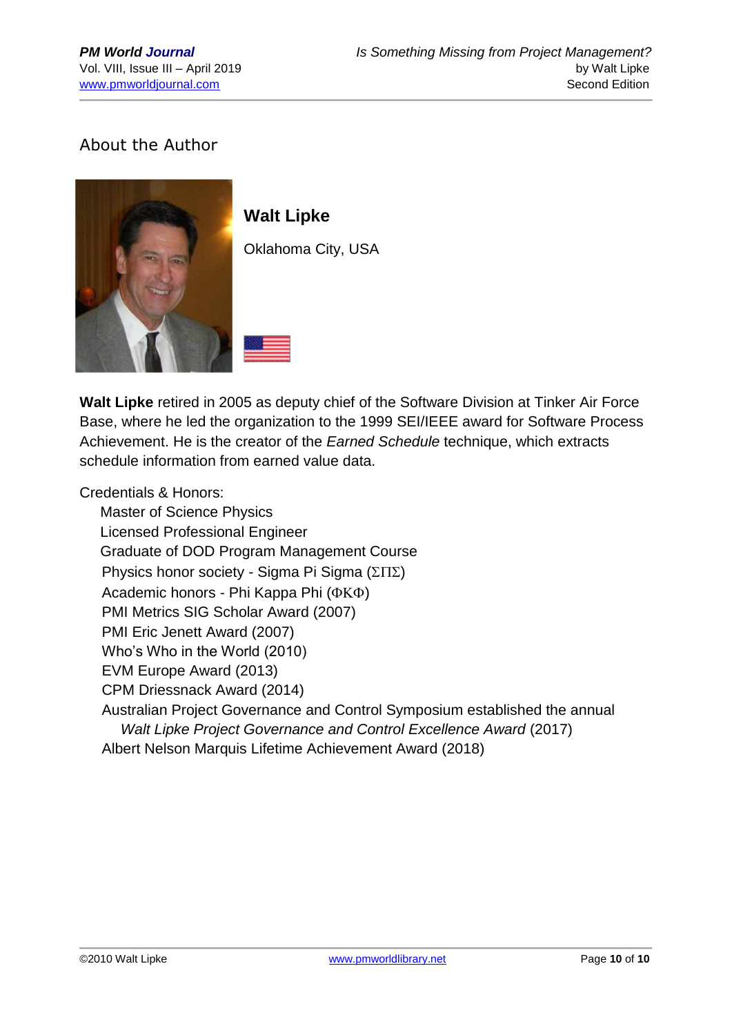## About the Author

### Walt Lipke

Oklahoma City, USA

**Walt Lipke** retired in 2005 as deputy chief of the Software Division at Tinker Air Force Base, where he led the organization to the 1999 SEI/IEEE award for Software Process Achievement. He is the creator of the *Earned Schedule* technique, which extracts schedule information from earned value data.

Credentials & Honors:

- Master of Science Physics
- Licensed Professional Engineer
- Graduate of DOD Program Management Course
- Physics honor society - Sigma Pi Sigma (ΣΠΣ)
- Academic honors - Phi Kappa Phi (ΦΚΦ)
- PMI Metrics SIG Scholar Award (2007)
- PMI Eric Jenett Award (2007)
- Who's Who in the World (2010)
- EVM Europe Award (2013)
- CPM Driessnack Award (2014)
- Australian Project Governance and Control Symposium established the annual *Walt Lipke Project Governance and Control Excellence Award* (2017)
- Albert Nelson Marquis Lifetime Achievement Award (2018)